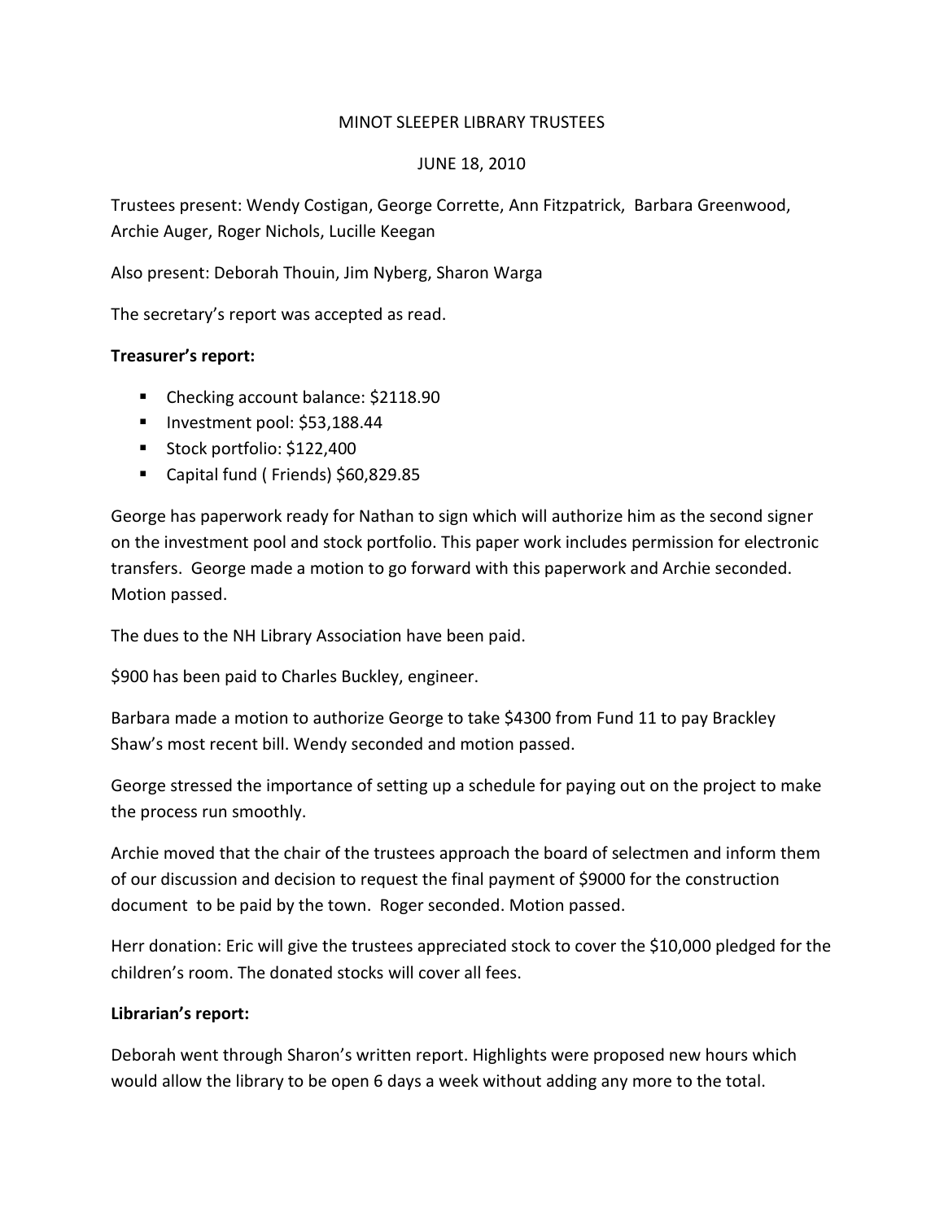MINOT SLEEPER LIBRARY TRUSTEES

JUNE 18, 2010

Trustees present: Wendy Costigan, George Corrette, Ann Fitzpatrick, Barbara Greenwood, Archie Auger, Roger Nichols, Lucille Keegan

Also present: Deborah Thouin, Jim Nyberg, Sharon Warga

The secretary's report was accepted as read.

**Treasurer's report:**

- Checking account balance: $2118.90
- Investment pool: $53,188.44
- Stock portfolio: $122,400
- Capital fund ( Friends) $60,829.85

George has paperwork ready for Nathan to sign which will authorize him as the second signer on the investment pool and stock portfolio. This paper work includes permission for electronic transfers. George made a motion to go forward with this paperwork and Archie seconded. Motion passed.

The dues to the NH Library Association have been paid.

$900 has been paid to Charles Buckley, engineer.

Barbara made a motion to authorize George to take $4300 from Fund 11 to pay Brackley Shaw's most recent bill. Wendy seconded and motion passed.

George stressed the importance of setting up a schedule for paying out on the project to make the process run smoothly.

Archie moved that the chair of the trustees approach the board of selectmen and inform them of our discussion and decision to request the final payment of $9000 for the construction document to be paid by the town. Roger seconded. Motion passed.

Herr donation: Eric will give the trustees appreciated stock to cover the $10,000 pledged for the children's room. The donated stocks will cover all fees.

**Librarian's report:**

Deborah went through Sharon's written report. Highlights were proposed new hours which would allow the library to be open 6 days a week without adding any more to the total.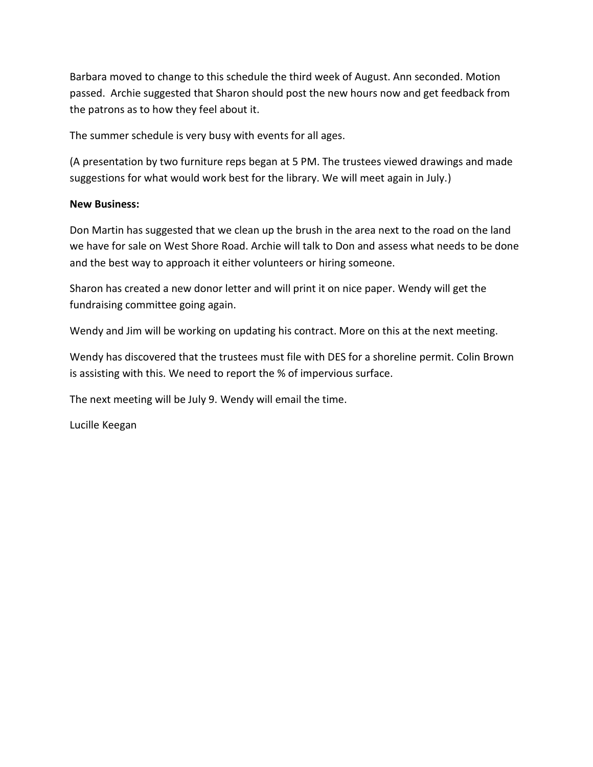Barbara moved to change to this schedule the third week of August. Ann seconded. Motion passed. Archie suggested that Sharon should post the new hours now and get feedback from the patrons as to how they feel about it.

The summer schedule is very busy with events for all ages.

(A presentation by two furniture reps began at 5 PM. The trustees viewed drawings and made suggestions for what would work best for the library. We will meet again in July.)

**New Business:**

Don Martin has suggested that we clean up the brush in the area next to the road on the land we have for sale on West Shore Road. Archie will talk to Don and assess what needs to be done and the best way to approach it either volunteers or hiring someone.

Sharon has created a new donor letter and will print it on nice paper. Wendy will get the fundraising committee going again.

Wendy and Jim will be working on updating his contract. More on this at the next meeting.

Wendy has discovered that the trustees must file with DES for a shoreline permit. Colin Brown is assisting with this. We need to report the % of impervious surface.

The next meeting will be July 9. Wendy will email the time.

Lucille Keegan